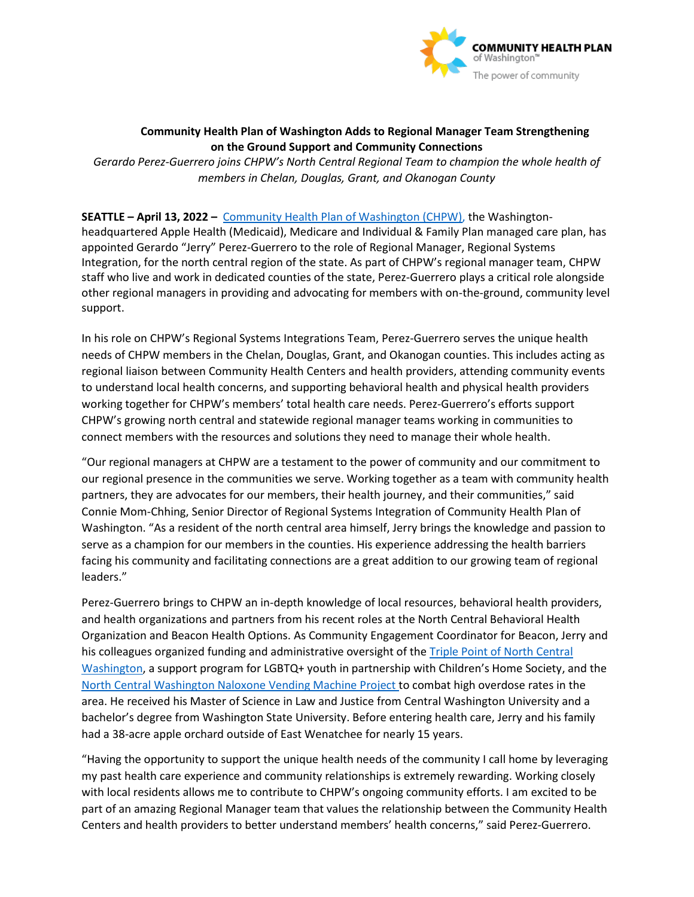COMMUNITY HEALTH PLAN of Washington™

The power of community

**Community Health Plan of Washington Adds to Regional Manager Team Strengthening on the Ground Support and Community Connections**

*Gerardo Perez-Guerrero joins CHPW's North Central Regional Team to champion the whole health of members in Chelan, Douglas, Grant, and Okanogan County*

**SEATTLE – April 13, 2022 –** Community Health Plan of Washington (CHPW), the Washington-headquartered Apple Health (Medicaid), Medicare and Individual & Family Plan managed care plan, has appointed Gerardo "Jerry" Perez-Guerrero to the role of Regional Manager, Regional Systems Integration, for the north central region of the state. As part of CHPW's regional manager team, CHPW staff who live and work in dedicated counties of the state, Perez-Guerrero plays a critical role alongside other regional managers in providing and advocating for members with on-the-ground, community level support.

In his role on CHPW's Regional Systems Integrations Team, Perez-Guerrero serves the unique health needs of CHPW members in the Chelan, Douglas, Grant, and Okanogan counties. This includes acting as regional liaison between Community Health Centers and health providers, attending community events to understand local health concerns, and supporting behavioral health and physical health providers working together for CHPW's members' total health care needs. Perez-Guerrero's efforts support CHPW's growing north central and statewide regional manager teams working in communities to connect members with the resources and solutions they need to manage their whole health.

"Our regional managers at CHPW are a testament to the power of community and our commitment to our regional presence in the communities we serve. Working together as a team with community health partners, they are advocates for our members, their health journey, and their communities," said Connie Mom-Chhing, Senior Director of Regional Systems Integration of Community Health Plan of Washington. "As a resident of the north central area himself, Jerry brings the knowledge and passion to serve as a champion for our members in the counties. His experience addressing the health barriers facing his community and facilitating connections are a great addition to our growing team of regional leaders."

Perez-Guerrero brings to CHPW an in-depth knowledge of local resources, behavioral health providers, and health organizations and partners from his recent roles at the North Central Behavioral Health Organization and Beacon Health Options. As Community Engagement Coordinator for Beacon, Jerry and his colleagues organized funding and administrative oversight of the Triple Point of North Central Washington, a support program for LGBTQ+ youth in partnership with Children's Home Society, and the North Central Washington Naloxone Vending Machine Project to combat high overdose rates in the area. He received his Master of Science in Law and Justice from Central Washington University and a bachelor's degree from Washington State University. Before entering health care, Jerry and his family had a 38-acre apple orchard outside of East Wenatchee for nearly 15 years.

"Having the opportunity to support the unique health needs of the community I call home by leveraging my past health care experience and community relationships is extremely rewarding. Working closely with local residents allows me to contribute to CHPW's ongoing community efforts. I am excited to be part of an amazing Regional Manager team that values the relationship between the Community Health Centers and health providers to better understand members' health concerns," said Perez-Guerrero.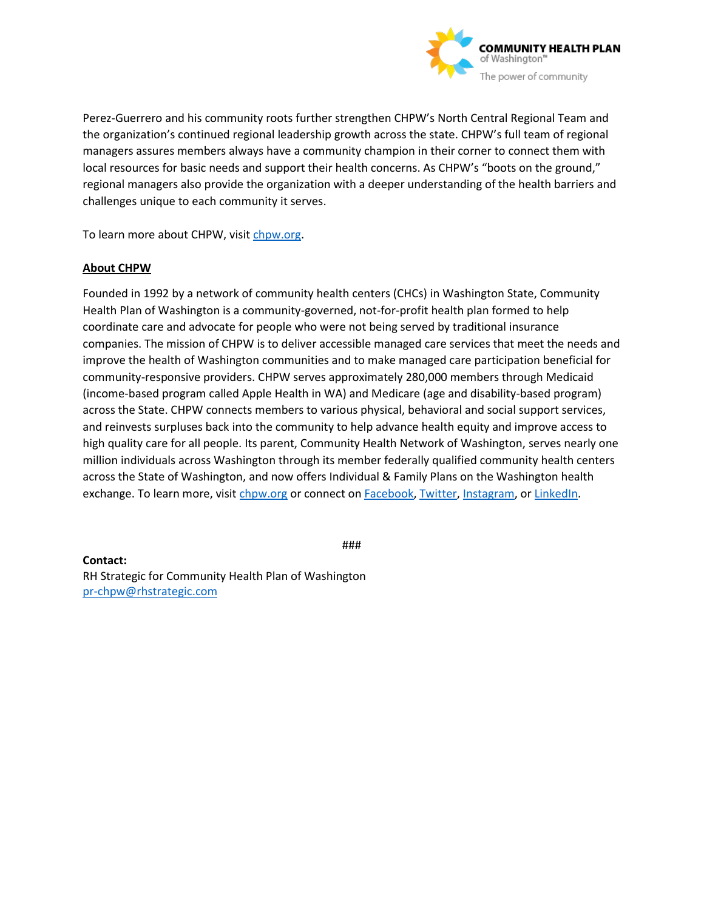Perez-Guerrero and his community roots further strengthen CHPW's North Central Regional Team and the organization's continued regional leadership growth across the state. CHPW's full team of regional managers assures members always have a community champion in their corner to connect them with local resources for basic needs and support their health concerns. As CHPW's "boots on the ground," regional managers also provide the organization with a deeper understanding of the health barriers and challenges unique to each community it serves.

To learn more about CHPW, visit [chpw.org](chpw.org).

## About CHPW

Founded in 1992 by a network of community health centers (CHCs) in Washington State, Community Health Plan of Washington is a community-governed, not-for-profit health plan formed to help coordinate care and advocate for people who were not being served by traditional insurance companies. The mission of CHPW is to deliver accessible managed care services that meet the needs and improve the health of Washington communities and to make managed care participation beneficial for community-responsive providers. CHPW serves approximately 280,000 members through Medicaid (income-based program called Apple Health in WA) and Medicare (age and disability-based program) across the State. CHPW connects members to various physical, behavioral and social support services, and reinvests surpluses back into the community to help advance health equity and improve access to high quality care for all people. Its parent, Community Health Network of Washington, serves nearly one million individuals across Washington through its member federally qualified community health centers across the State of Washington, and now offers Individual & Family Plans on the Washington health exchange. To learn more, visit chpw.org or connect on Facebook, Twitter, Instagram, or LinkedIn.

###

**Contact:**
RH Strategic for Community Health Plan of Washington
pr-chpw@rhstrategic.com